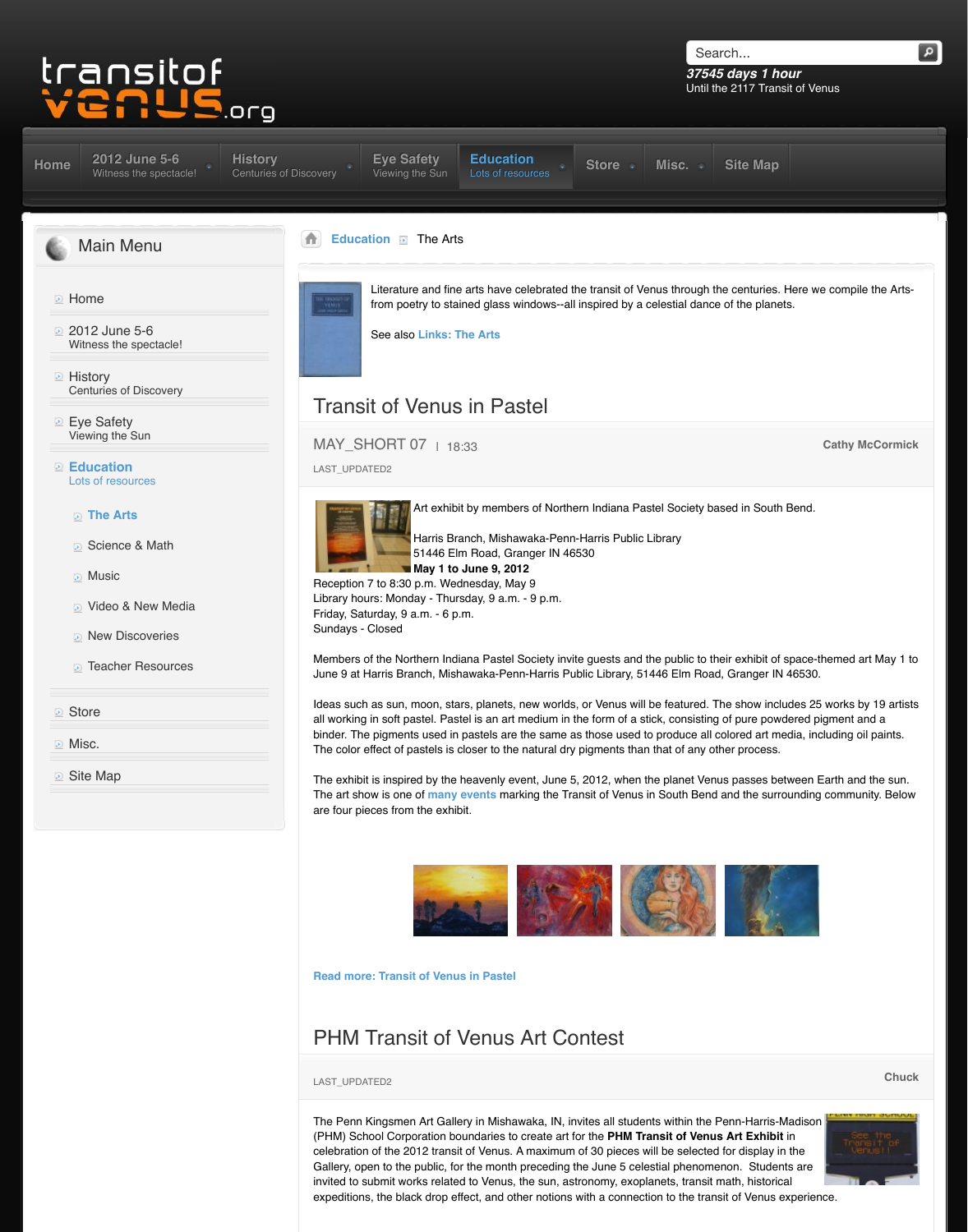transitof venus.org

Search...

*37545 days 1 hour*
Until the 2117 Transit of Venus

Home | 2012 June 5-6 Witness the spectacle! | History Centuries of Discovery | Eye Safety Viewing the Sun | Education Lots of resources | Store | Misc. | Site Map

## Main Menu

- Home
- 2012 June 5-6
  Witness the spectacle!
- History
  Centuries of Discovery
- Eye Safety
  Viewing the Sun
- Education
  Lots of resources
  - The Arts
  - Science & Math
  - Music
  - Video & New Media
  - New Discoveries
  - Teacher Resources
- Store
- Misc.
- Site Map

Education › The Arts

Literature and fine arts have celebrated the transit of Venus through the centuries. Here we compile the Arts-from poetry to stained glass windows--all inspired by a celestial dance of the planets.

See also Links: The Arts

## Transit of Venus in Pastel

MAY_SHORT 07 | 18:33 — Cathy McCormick

LAST_UPDATED2

Art exhibit by members of Northern Indiana Pastel Society based in South Bend.

Harris Branch, Mishawaka-Penn-Harris Public Library
51446 Elm Road, Granger IN 46530
**May 1 to June 9, 2012**
Reception 7 to 8:30 p.m. Wednesday, May 9
Library hours: Monday - Thursday, 9 a.m. - 9 p.m.
Friday, Saturday, 9 a.m. - 6 p.m.
Sundays - Closed

Members of the Northern Indiana Pastel Society invite guests and the public to their exhibit of space-themed art May 1 to June 9 at Harris Branch, Mishawaka-Penn-Harris Public Library, 51446 Elm Road, Granger IN 46530.

Ideas such as sun, moon, stars, planets, new worlds, or Venus will be featured. The show includes 25 works by 19 artists all working in soft pastel. Pastel is an art medium in the form of a stick, consisting of pure powdered pigment and a binder. The pigments used in pastels are the same as those used to produce all colored art media, including oil paints. The color effect of pastels is closer to the natural dry pigments than that of any other process.

The exhibit is inspired by the heavenly event, June 5, 2012, when the planet Venus passes between Earth and the sun. The art show is one of many events marking the Transit of Venus in South Bend and the surrounding community. Below are four pieces from the exhibit.

Read more: Transit of Venus in Pastel

## PHM Transit of Venus Art Contest

LAST_UPDATED2 — Chuck

The Penn Kingsmen Art Gallery in Mishawaka, IN, invites all students within the Penn-Harris-Madison (PHM) School Corporation boundaries to create art for the **PHM Transit of Venus Art Exhibit** in celebration of the 2012 transit of Venus. A maximum of 30 pieces will be selected for display in the Gallery, open to the public, for the month preceding the June 5 celestial phenomenon. Students are invited to submit works related to Venus, the sun, astronomy, exoplanets, transit math, historical expeditions, the black drop effect, and other notions with a connection to the transit of Venus experience.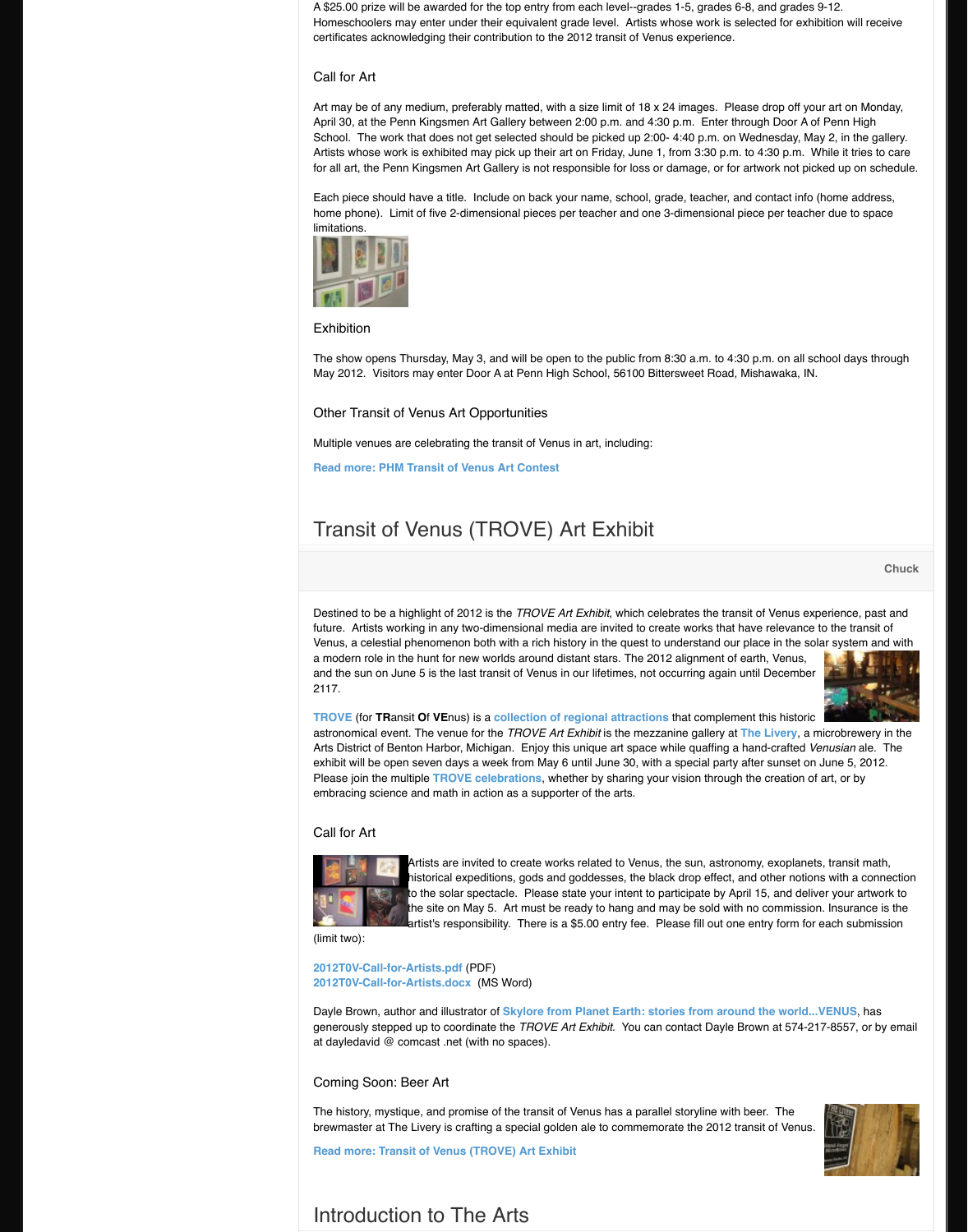A $25.00 prize will be awarded for the top entry from each level--grades 1-5, grades 6-8, and grades 9-12. Homeschoolers may enter under their equivalent grade level. Artists whose work is selected for exhibition will receive certificates acknowledging their contribution to the 2012 transit of Venus experience.

### Call for Art

Art may be of any medium, preferably matted, with a size limit of 18 x 24 images. Please drop off your art on Monday, April 30, at the Penn Kingsmen Art Gallery between 2:00 p.m. and 4:30 p.m. Enter through Door A of Penn High School. The work that does not get selected should be picked up 2:00- 4:40 p.m. on Wednesday, May 2, in the gallery. Artists whose work is exhibited may pick up their art on Friday, June 1, from 3:30 p.m. to 4:30 p.m. While it tries to care for all art, the Penn Kingsmen Art Gallery is not responsible for loss or damage, or for artwork not picked up on schedule.

Each piece should have a title. Include on back your name, school, grade, teacher, and contact info (home address, home phone). Limit of five 2-dimensional pieces per teacher and one 3-dimensional piece per teacher due to space limitations.

### Exhibition

The show opens Thursday, May 3, and will be open to the public from 8:30 a.m. to 4:30 p.m. on all school days through May 2012. Visitors may enter Door A at Penn High School, 56100 Bittersweet Road, Mishawaka, IN.

### Other Transit of Venus Art Opportunities

Multiple venues are celebrating the transit of Venus in art, including:

**Read more: PHM Transit of Venus Art Contest**

## Transit of Venus (TROVE) Art Exhibit

**Chuck**

Destined to be a highlight of 2012 is the *TROVE Art Exhibit*, which celebrates the transit of Venus experience, past and future. Artists working in any two-dimensional media are invited to create works that have relevance to the transit of Venus, a celestial phenomenon both with a rich history in the quest to understand our place in the solar system and with a modern role in the hunt for new worlds around distant stars. The 2012 alignment of earth, Venus, and the sun on June 5 is the last transit of Venus in our lifetimes, not occurring again until December 2117.

TROVE (for **TR**ansit **O**f **VE**nus) is a collection of regional attractions that complement this historic astronomical event. The venue for the *TROVE Art Exhibit* is the mezzanine gallery at The Livery, a microbrewery in the Arts District of Benton Harbor, Michigan. Enjoy this unique art space while quaffing a hand-crafted *Venusian* ale. The exhibit will be open seven days a week from May 6 until June 30, with a special party after sunset on June 5, 2012. Please join the multiple TROVE celebrations, whether by sharing your vision through the creation of art, or by embracing science and math in action as a supporter of the arts.

### Call for Art

Artists are invited to create works related to Venus, the sun, astronomy, exoplanets, transit math, historical expeditions, gods and goddesses, the black drop effect, and other notions with a connection to the solar spectacle. Please state your intent to participate by April 15, and deliver your artwork to the site on May 5. Art must be ready to hang and may be sold with no commission. Insurance is the artist's responsibility. There is a $5.00 entry fee. Please fill out one entry form for each submission (limit two):

2012T0V-Call-for-Artists.pdf (PDF)
2012T0V-Call-for-Artists.docx (MS Word)

Dayle Brown, author and illustrator of Skylore from Planet Earth: stories from around the world...VENUS, has generously stepped up to coordinate the *TROVE Art Exhibit*. You can contact Dayle Brown at 574-217-8557, or by email at dayledavid @ comcast .net (with no spaces).

### Coming Soon: Beer Art

The history, mystique, and promise of the transit of Venus has a parallel storyline with beer. The brewmaster at The Livery is crafting a special golden ale to commemorate the 2012 transit of Venus.

**Read more: Transit of Venus (TROVE) Art Exhibit**

## Introduction to The Arts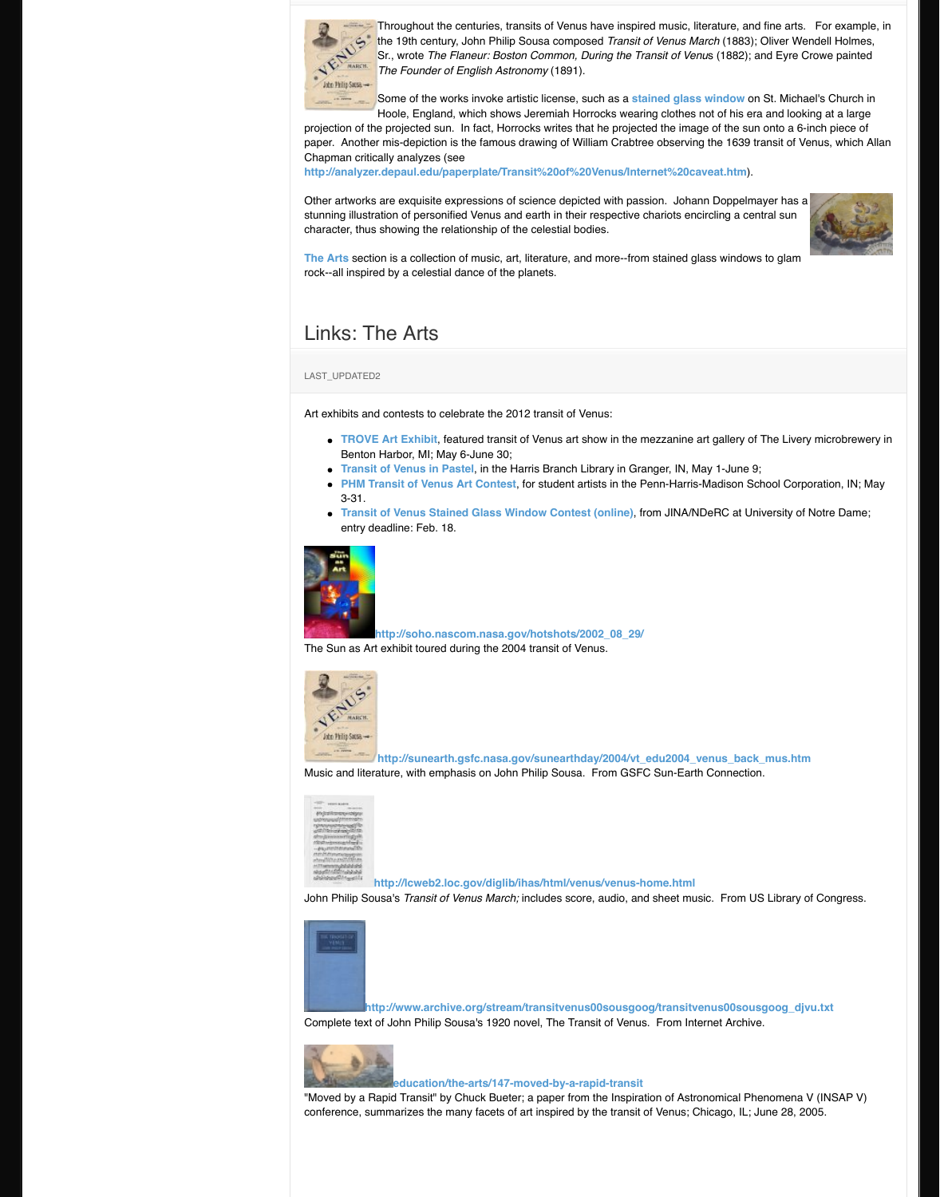Throughout the centuries, transits of Venus have inspired music, literature, and fine arts. For example, in the 19th century, John Philip Sousa composed *Transit of Venus March* (1883); Oliver Wendell Holmes, Sr., wrote *The Flaneur: Boston Common, During the Transit of Venus* (1882); and Eyre Crowe painted *The Founder of English Astronomy* (1891).

Some of the works invoke artistic license, such as a **stained glass window** on St. Michael's Church in Hoole, England, which shows Jeremiah Horrocks wearing clothes not of his era and looking at a large projection of the projected sun. In fact, Horrocks writes that he projected the image of the sun onto a 6-inch piece of paper. Another mis-depiction is the famous drawing of William Crabtree observing the 1639 transit of Venus, which Allan Chapman critically analyzes (see **http://analyzer.depaul.edu/paperplate/Transit%20of%20Venus/Internet%20caveat.htm**).

Other artworks are exquisite expressions of science depicted with passion. Johann Doppelmayer has a stunning illustration of personified Venus and earth in their respective chariots encircling a central sun character, thus showing the relationship of the celestial bodies.

**The Arts** section is a collection of music, art, literature, and more--from stained glass windows to glam rock--all inspired by a celestial dance of the planets.

## Links: The Arts

LAST_UPDATED2

Art exhibits and contests to celebrate the 2012 transit of Venus:

- **TROVE Art Exhibit**, featured transit of Venus art show in the mezzanine art gallery of The Livery microbrewery in Benton Harbor, MI; May 6-June 30;
- **Transit of Venus in Pastel**, in the Harris Branch Library in Granger, IN, May 1-June 9;
- **PHM Transit of Venus Art Contest**, for student artists in the Penn-Harris-Madison School Corporation, IN; May 3-31.
- **Transit of Venus Stained Glass Window Contest (online)**, from JINA/NDeRC at University of Notre Dame; entry deadline: Feb. 18.

**http://soho.nascom.nasa.gov/hotshots/2002_08_29/**
The Sun as Art exhibit toured during the 2004 transit of Venus.

**http://sunearth.gsfc.nasa.gov/sunearthday/2004/vt_edu2004_venus_back_mus.htm**
Music and literature, with emphasis on John Philip Sousa. From GSFC Sun-Earth Connection.

**http://lcweb2.loc.gov/diglib/ihas/html/venus/venus-home.html**
John Philip Sousa's *Transit of Venus March;* includes score, audio, and sheet music. From US Library of Congress.

**http://www.archive.org/stream/transitvenus00sousgoog/transitvenus00sousgoog_djvu.txt**
Complete text of John Philip Sousa's 1920 novel, The Transit of Venus. From Internet Archive.

**education/the-arts/147-moved-by-a-rapid-transit**
"Moved by a Rapid Transit" by Chuck Bueter; a paper from the Inspiration of Astronomical Phenomena V (INSAP V) conference, summarizes the many facets of art inspired by the transit of Venus; Chicago, IL; June 28, 2005.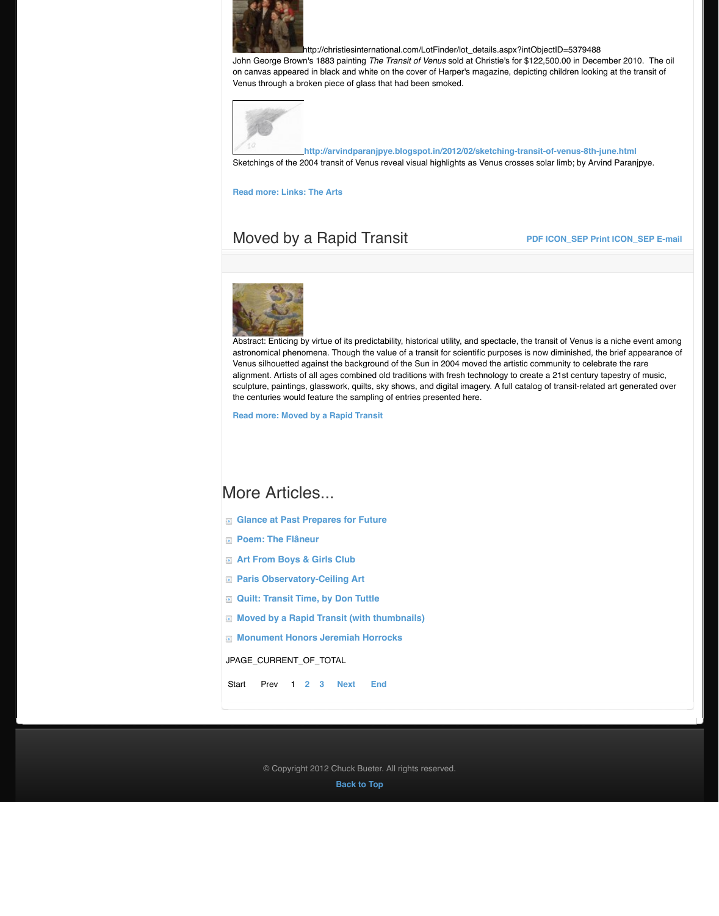http://christiesinternational.com/LotFinder/lot_details.aspx?intObjectID=5379488

John George Brown's 1883 painting *The Transit of Venus* sold at Christie's for $122,500.00 in December 2010. The oil on canvas appeared in black and white on the cover of Harper's magazine, depicting children looking at the transit of Venus through a broken piece of glass that had been smoked.

http://arvindparanjpye.blogspot.in/2012/02/sketching-transit-of-venus-8th-june.html

Sketchings of the 2004 transit of Venus reveal visual highlights as Venus crosses solar limb; by Arvind Paranjpye.

**Read more: Links: The Arts**

## Moved by a Rapid Transit

PDF ICON_SEP Print ICON_SEP E-mail

Abstract: Enticing by virtue of its predictability, historical utility, and spectacle, the transit of Venus is a niche event among astronomical phenomena. Though the value of a transit for scientific purposes is now diminished, the brief appearance of Venus silhouetted against the background of the Sun in 2004 moved the artistic community to celebrate the rare alignment. Artists of all ages combined old traditions with fresh technology to create a 21st century tapestry of music, sculpture, paintings, glasswork, quilts, sky shows, and digital imagery. A full catalog of transit-related art generated over the centuries would feature the sampling of entries presented here.

**Read more: Moved by a Rapid Transit**

## More Articles...

- Glance at Past Prepares for Future
- Poem: The Flâneur
- Art From Boys & Girls Club
- Paris Observatory-Ceiling Art
- Quilt: Transit Time, by Don Tuttle
- Moved by a Rapid Transit (with thumbnails)
- Monument Honors Jeremiah Horrocks

JPAGE_CURRENT_OF_TOTAL

Start Prev 1 2 3 Next End

© Copyright 2012 Chuck Bueter. All rights reserved.

Back to Top